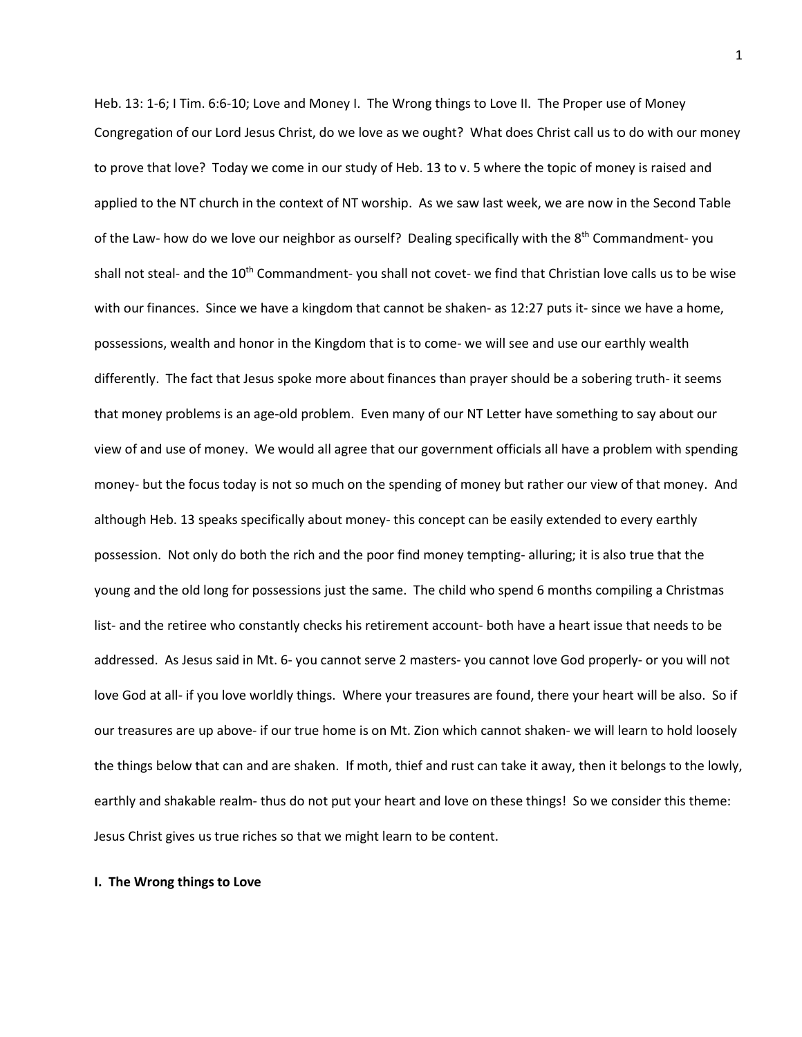Heb. 13: 1-6; I Tim. 6:6-10; Love and Money I. The Wrong things to Love II. The Proper use of Money Congregation of our Lord Jesus Christ, do we love as we ought? What does Christ call us to do with our money to prove that love? Today we come in our study of Heb. 13 to v. 5 where the topic of money is raised and applied to the NT church in the context of NT worship. As we saw last week, we are now in the Second Table of the Law- how do we love our neighbor as ourself? Dealing specifically with the 8th Commandment- you shall not steal- and the 10th Commandment- you shall not covet- we find that Christian love calls us to be wise with our finances. Since we have a kingdom that cannot be shaken- as 12:27 puts it- since we have a home, possessions, wealth and honor in the Kingdom that is to come- we will see and use our earthly wealth differently. The fact that Jesus spoke more about finances than prayer should be a sobering truth- it seems that money problems is an age-old problem. Even many of our NT Letter have something to say about our view of and use of money. We would all agree that our government officials all have a problem with spending money- but the focus today is not so much on the spending of money but rather our view of that money. And although Heb. 13 speaks specifically about money- this concept can be easily extended to every earthly possession. Not only do both the rich and the poor find money tempting- alluring; it is also true that the young and the old long for possessions just the same. The child who spend 6 months compiling a Christmas list- and the retiree who constantly checks his retirement account- both have a heart issue that needs to be addressed. As Jesus said in Mt. 6- you cannot serve 2 masters- you cannot love God properly- or you will not love God at all- if you love worldly things. Where your treasures are found, there your heart will be also. So if our treasures are up above- if our true home is on Mt. Zion which cannot shaken- we will learn to hold loosely the things below that can and are shaken. If moth, thief and rust can take it away, then it belongs to the lowly, earthly and shakable realm- thus do not put your heart and love on these things! So we consider this theme: Jesus Christ gives us true riches so that we might learn to be content.

**I. The Wrong things to Love**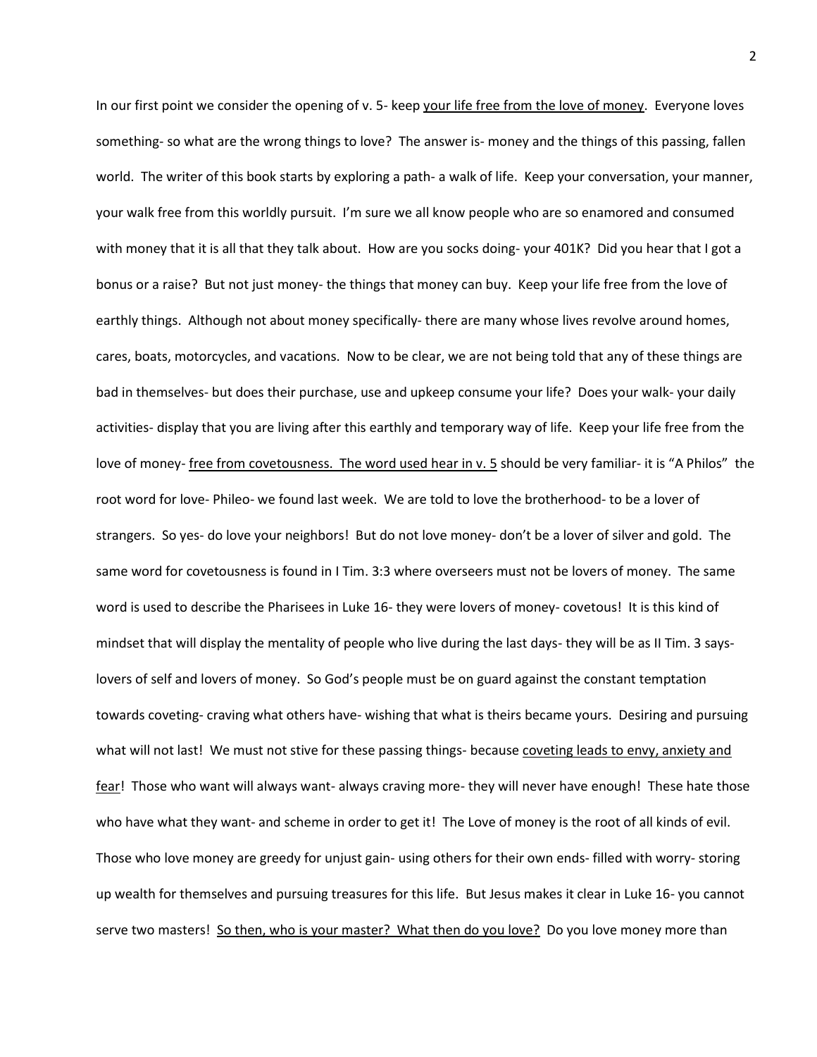In our first point we consider the opening of v. 5- keep <u>your life free from the love of money</u>. Everyone loves something- so what are the wrong things to love? The answer is- money and the things of this passing, fallen world. The writer of this book starts by exploring a path- a walk of life. Keep your conversation, your manner, your walk free from this worldly pursuit. I'm sure we all know people who are so enamored and consumed with money that it is all that they talk about. How are you socks doing- your 401K? Did you hear that I got a bonus or a raise? But not just money- the things that money can buy. Keep your life free from the love of earthly things. Although not about money specifically- there are many whose lives revolve around homes, cares, boats, motorcycles, and vacations. Now to be clear, we are not being told that any of these things are bad in themselves- but does their purchase, use and upkeep consume your life? Does your walk- your daily activities- display that you are living after this earthly and temporary way of life. Keep your life free from the love of money- <u>free from covetousness. The word used hear in v. 5</u> should be very familiar- it is "A Philos" the root word for love- Phileo- we found last week. We are told to love the brotherhood- to be a lover of strangers. So yes- do love your neighbors! But do not love money- don't be a lover of silver and gold. The same word for covetousness is found in I Tim. 3:3 where overseers must not be lovers of money. The same word is used to describe the Pharisees in Luke 16- they were lovers of money- covetous! It is this kind of mindset that will display the mentality of people who live during the last days- they will be as II Tim. 3 says- lovers of self and lovers of money. So God's people must be on guard against the constant temptation towards coveting- craving what others have- wishing that what is theirs became yours. Desiring and pursuing what will not last! We must not stive for these passing things- because <u>coveting leads to envy, anxiety and fear</u>! Those who want will always want- always craving more- they will never have enough! These hate those who have what they want- and scheme in order to get it! The Love of money is the root of all kinds of evil. Those who love money are greedy for unjust gain- using others for their own ends- filled with worry- storing up wealth for themselves and pursuing treasures for this life. But Jesus makes it clear in Luke 16- you cannot serve two masters! <u>So then, who is your master? What then do you love?</u> Do you love money more than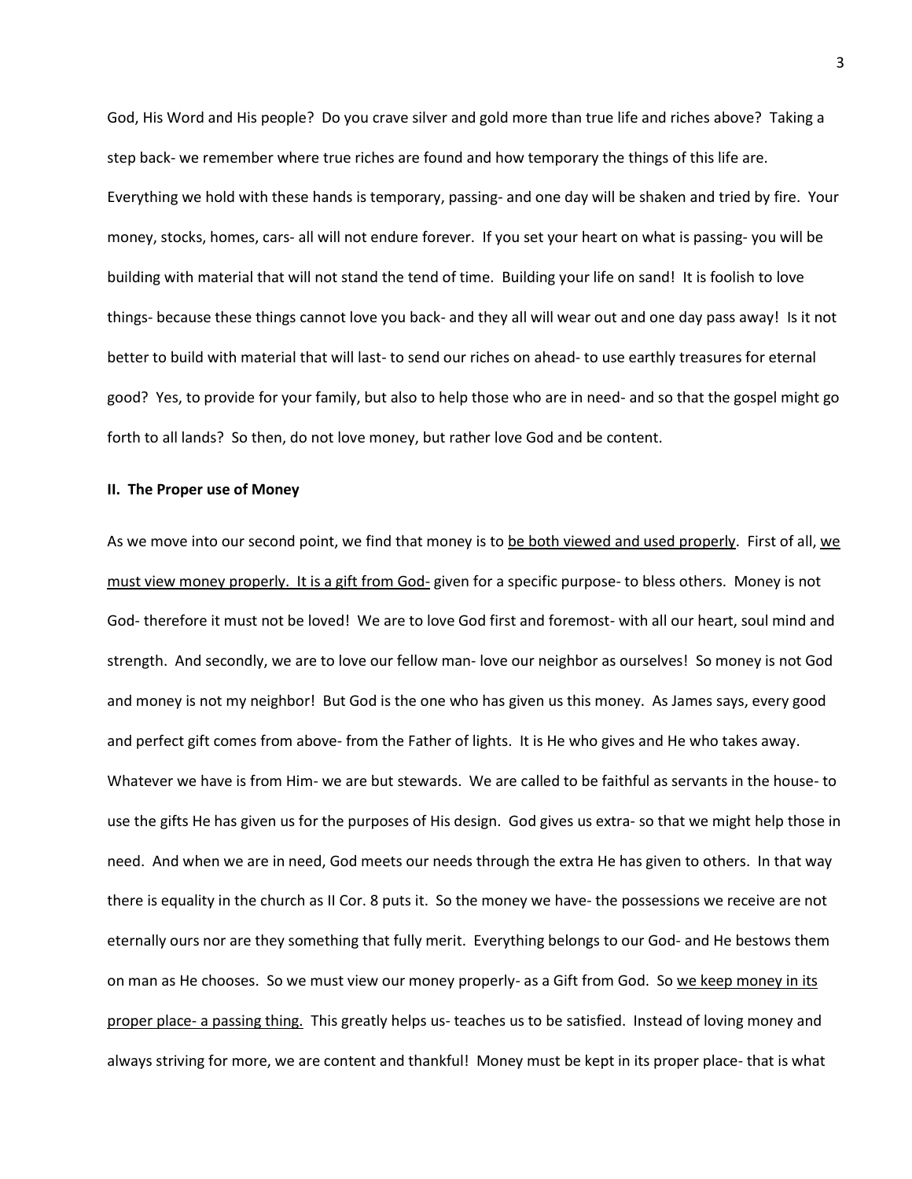God, His Word and His people? Do you crave silver and gold more than true life and riches above? Taking a step back- we remember where true riches are found and how temporary the things of this life are. Everything we hold with these hands is temporary, passing- and one day will be shaken and tried by fire. Your money, stocks, homes, cars- all will not endure forever. If you set your heart on what is passing- you will be building with material that will not stand the tend of time. Building your life on sand! It is foolish to love things- because these things cannot love you back- and they all will wear out and one day pass away! Is it not better to build with material that will last- to send our riches on ahead- to use earthly treasures for eternal good? Yes, to provide for your family, but also to help those who are in need- and so that the gospel might go forth to all lands? So then, do not love money, but rather love God and be content.

**II. The Proper use of Money**

As we move into our second point, we find that money is to <u>be both viewed and used properly</u>. First of all, <u>we must view money properly. It is a gift from God-</u> given for a specific purpose- to bless others. Money is not God- therefore it must not be loved! We are to love God first and foremost- with all our heart, soul mind and strength. And secondly, we are to love our fellow man- love our neighbor as ourselves! So money is not God and money is not my neighbor! But God is the one who has given us this money. As James says, every good and perfect gift comes from above- from the Father of lights. It is He who gives and He who takes away. Whatever we have is from Him- we are but stewards. We are called to be faithful as servants in the house- to use the gifts He has given us for the purposes of His design. God gives us extra- so that we might help those in need. And when we are in need, God meets our needs through the extra He has given to others. In that way there is equality in the church as II Cor. 8 puts it. So the money we have- the possessions we receive are not eternally ours nor are they something that fully merit. Everything belongs to our God- and He bestows them on man as He chooses. So we must view our money properly- as a Gift from God. So <u>we keep money in its proper place- a passing thing.</u> This greatly helps us- teaches us to be satisfied. Instead of loving money and always striving for more, we are content and thankful! Money must be kept in its proper place- that is what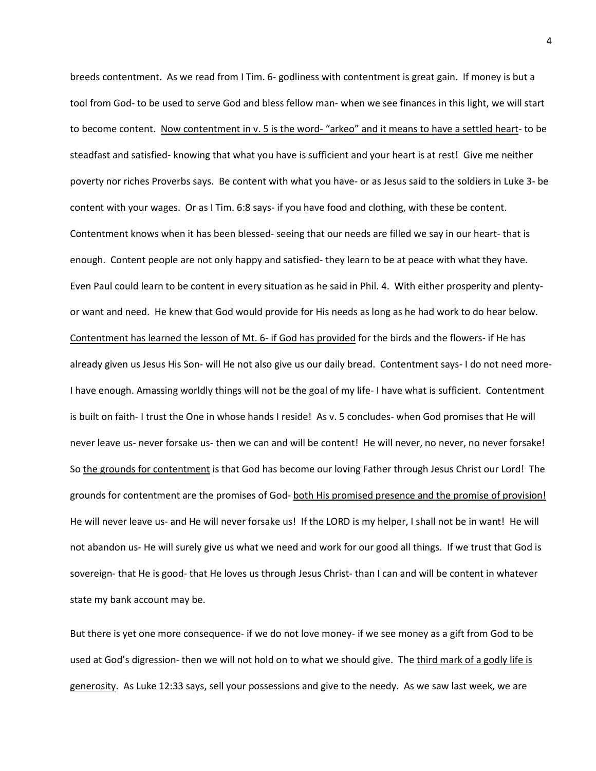breeds contentment. As we read from I Tim. 6- godliness with contentment is great gain. If money is but a tool from God- to be used to serve God and bless fellow man- when we see finances in this light, we will start to become content. <u>Now contentment in v. 5 is the word- "arkeo" and it means to have a settled heart</u>- to be steadfast and satisfied- knowing that what you have is sufficient and your heart is at rest! Give me neither poverty nor riches Proverbs says. Be content with what you have- or as Jesus said to the soldiers in Luke 3- be content with your wages. Or as I Tim. 6:8 says- if you have food and clothing, with these be content. Contentment knows when it has been blessed- seeing that our needs are filled we say in our heart- that is enough. Content people are not only happy and satisfied- they learn to be at peace with what they have. Even Paul could learn to be content in every situation as he said in Phil. 4. With either prosperity and plenty- or want and need. He knew that God would provide for His needs as long as he had work to do hear below. <u>Contentment has learned the lesson of Mt. 6- if God has provided</u> for the birds and the flowers- if He has already given us Jesus His Son- will He not also give us our daily bread. Contentment says- I do not need more- I have enough. Amassing worldly things will not be the goal of my life- I have what is sufficient. Contentment is built on faith- I trust the One in whose hands I reside! As v. 5 concludes- when God promises that He will never leave us- never forsake us- then we can and will be content! He will never, no never, no never forsake! So <u>the grounds for contentment</u> is that God has become our loving Father through Jesus Christ our Lord! The grounds for contentment are the promises of God- <u>both His promised presence and the promise of provision!</u> He will never leave us- and He will never forsake us! If the LORD is my helper, I shall not be in want! He will not abandon us- He will surely give us what we need and work for our good all things. If we trust that God is sovereign- that He is good- that He loves us through Jesus Christ- than I can and will be content in whatever state my bank account may be.

But there is yet one more consequence- if we do not love money- if we see money as a gift from God to be used at God's digression- then we will not hold on to what we should give. The <u>third mark of a godly life is generosity</u>. As Luke 12:33 says, sell your possessions and give to the needy. As we saw last week, we are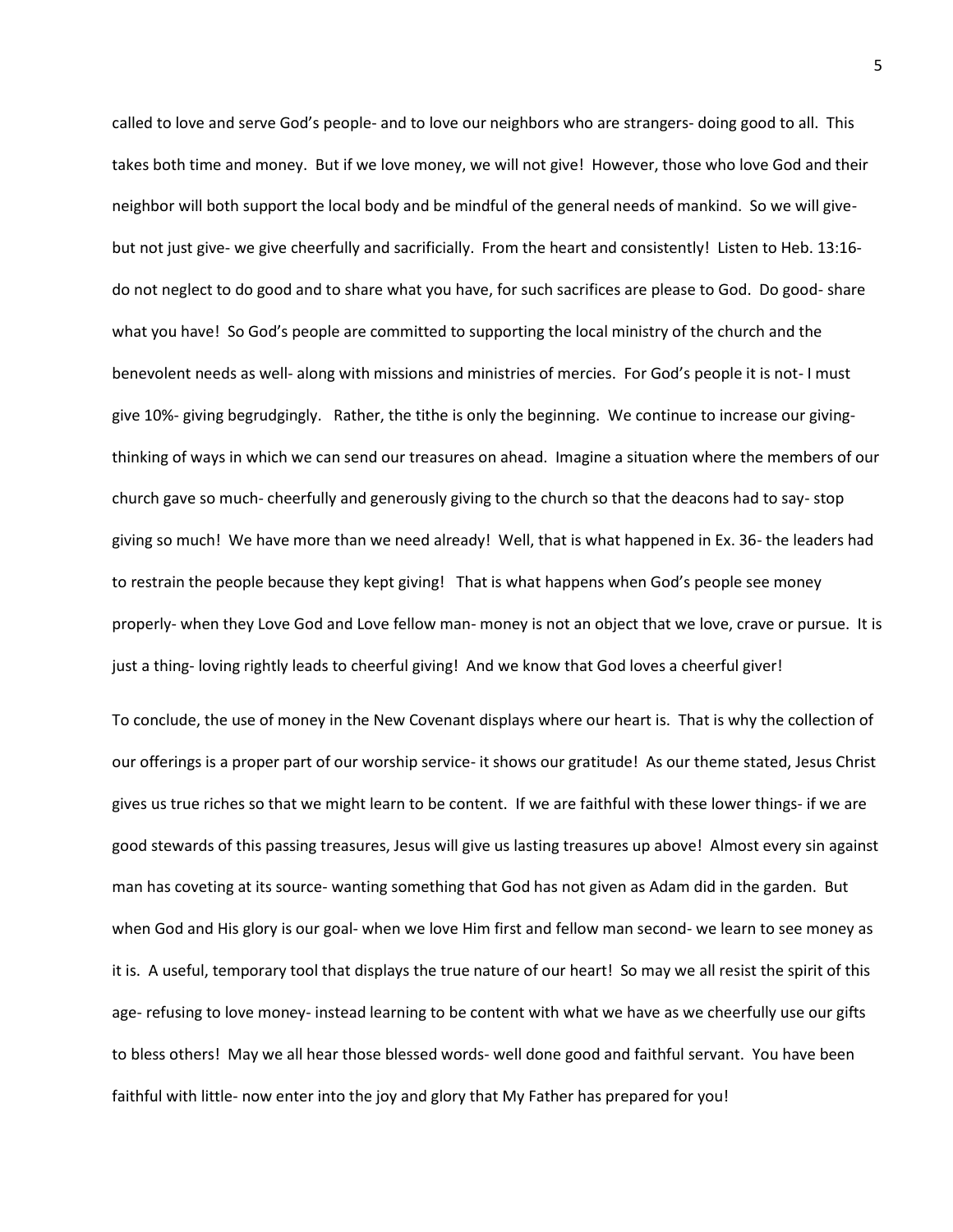called to love and serve God's people- and to love our neighbors who are strangers- doing good to all. This takes both time and money. But if we love money, we will not give! However, those who love God and their neighbor will both support the local body and be mindful of the general needs of mankind. So we will give- but not just give- we give cheerfully and sacrificially. From the heart and consistently! Listen to Heb. 13:16- do not neglect to do good and to share what you have, for such sacrifices are please to God. Do good- share what you have! So God's people are committed to supporting the local ministry of the church and the benevolent needs as well- along with missions and ministries of mercies. For God's people it is not- I must give 10%- giving begrudgingly. Rather, the tithe is only the beginning. We continue to increase our giving- thinking of ways in which we can send our treasures on ahead. Imagine a situation where the members of our church gave so much- cheerfully and generously giving to the church so that the deacons had to say- stop giving so much! We have more than we need already! Well, that is what happened in Ex. 36- the leaders had to restrain the people because they kept giving! That is what happens when God's people see money properly- when they Love God and Love fellow man- money is not an object that we love, crave or pursue. It is just a thing- loving rightly leads to cheerful giving! And we know that God loves a cheerful giver!

To conclude, the use of money in the New Covenant displays where our heart is. That is why the collection of our offerings is a proper part of our worship service- it shows our gratitude! As our theme stated, Jesus Christ gives us true riches so that we might learn to be content. If we are faithful with these lower things- if we are good stewards of this passing treasures, Jesus will give us lasting treasures up above! Almost every sin against man has coveting at its source- wanting something that God has not given as Adam did in the garden. But when God and His glory is our goal- when we love Him first and fellow man second- we learn to see money as it is. A useful, temporary tool that displays the true nature of our heart! So may we all resist the spirit of this age- refusing to love money- instead learning to be content with what we have as we cheerfully use our gifts to bless others! May we all hear those blessed words- well done good and faithful servant. You have been faithful with little- now enter into the joy and glory that My Father has prepared for you!